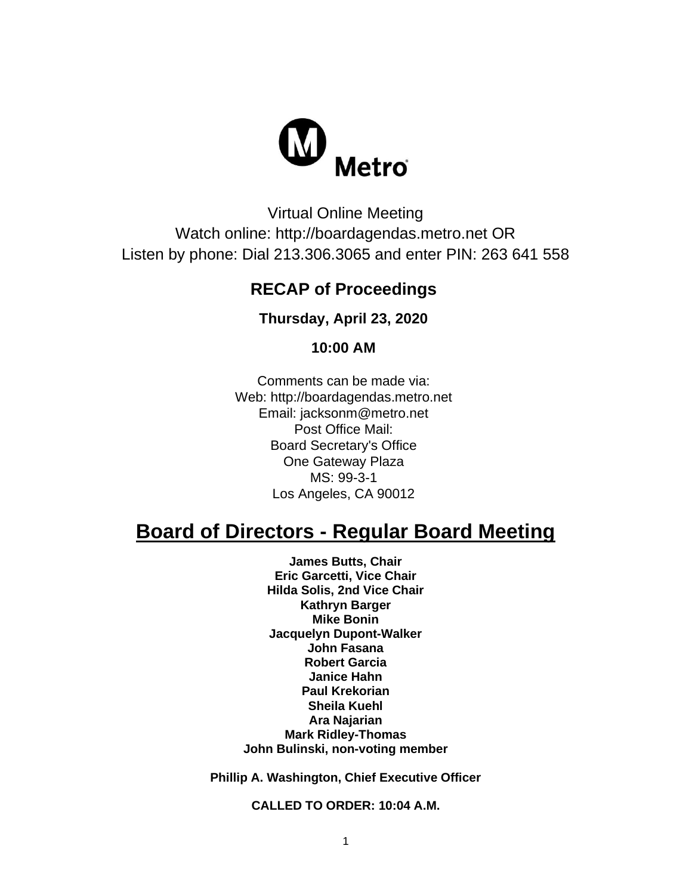Metro

Virtual Online Meeting
Watch online: http://boardagendas.metro.net OR
Listen by phone: Dial 213.306.3065 and enter PIN: 263 641 558

## RECAP of Proceedings

**Thursday, April 23, 2020**

**10:00 AM**

Comments can be made via:
Web: http://boardagendas.metro.net
Email: jacksonm@metro.net
Post Office Mail:
Board Secretary's Office
One Gateway Plaza
MS: 99-3-1
Los Angeles, CA 90012

# Board of Directors - Regular Board Meeting

**James Butts, Chair**
**Eric Garcetti, Vice Chair**
**Hilda Solis, 2nd Vice Chair**
**Kathryn Barger**
**Mike Bonin**
**Jacquelyn Dupont-Walker**
**John Fasana**
**Robert Garcia**
**Janice Hahn**
**Paul Krekorian**
**Sheila Kuehl**
**Ara Najarian**
**Mark Ridley-Thomas**
**John Bulinski, non-voting member**

**Phillip A. Washington, Chief Executive Officer**

**CALLED TO ORDER: 10:04 A.M.**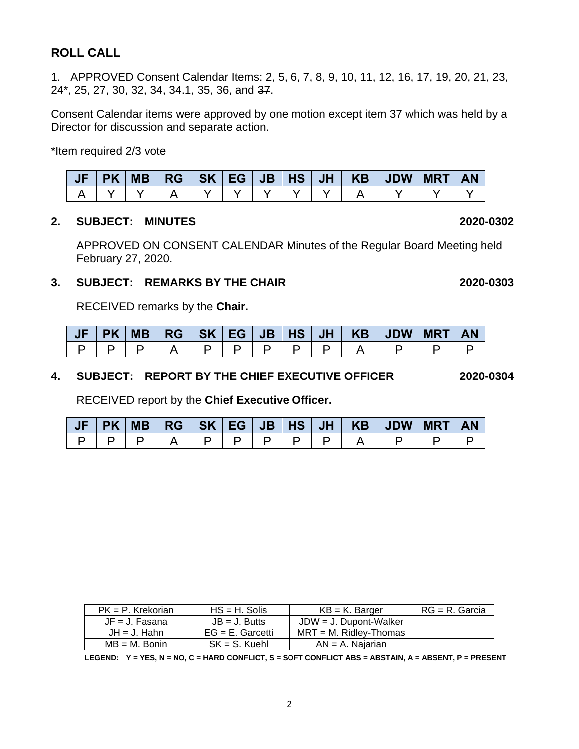## ROLL CALL

1. APPROVED Consent Calendar Items: 2, 5, 6, 7, 8, 9, 10, 11, 12, 16, 17, 19, 20, 21, 23, 24*, 25, 27, 30, 32, 34, 34.1, 35, 36, and ~~37~~.

Consent Calendar items were approved by one motion except item 37 which was held by a Director for discussion and separate action.

*Item required 2/3 vote

| JF | PK | MB | RG | SK | EG | JB | HS | JH | KB | JDW | MRT | AN |
|---|---|---|---|---|---|---|---|---|---|---|---|---|
| A | Y | Y | A | Y | Y | Y | Y | Y | A | Y | Y | Y |

**2. SUBJECT: MINUTES** **2020-0302**

APPROVED ON CONSENT CALENDAR Minutes of the Regular Board Meeting held February 27, 2020.

**3. SUBJECT: REMARKS BY THE CHAIR** **2020-0303**

RECEIVED remarks by the **Chair.**

| JF | PK | MB | RG | SK | EG | JB | HS | JH | KB | JDW | MRT | AN |
|---|---|---|---|---|---|---|---|---|---|---|---|---|
| P | P | P | A | P | P | P | P | P | A | P | P | P |

**4. SUBJECT: REPORT BY THE CHIEF EXECUTIVE OFFICER** **2020-0304**

RECEIVED report by the **Chief Executive Officer.**

| JF | PK | MB | RG | SK | EG | JB | HS | JH | KB | JDW | MRT | AN |
|---|---|---|---|---|---|---|---|---|---|---|---|---|
| P | P | P | A | P | P | P | P | P | A | P | P | P |

| PK = P. Krekorian | HS = H. Solis | KB = K. Barger | RG = R. Garcia |
|---|---|---|---|
| JF = J. Fasana | JB = J. Butts | JDW = J. Dupont-Walker | |
| JH = J. Hahn | EG = E. Garcetti | MRT = M. Ridley-Thomas | |
| MB = M. Bonin | SK = S. Kuehl | AN = A. Najarian | |

**LEGEND: Y = YES, N = NO, C = HARD CONFLICT, S = SOFT CONFLICT ABS = ABSTAIN, A = ABSENT, P = PRESENT**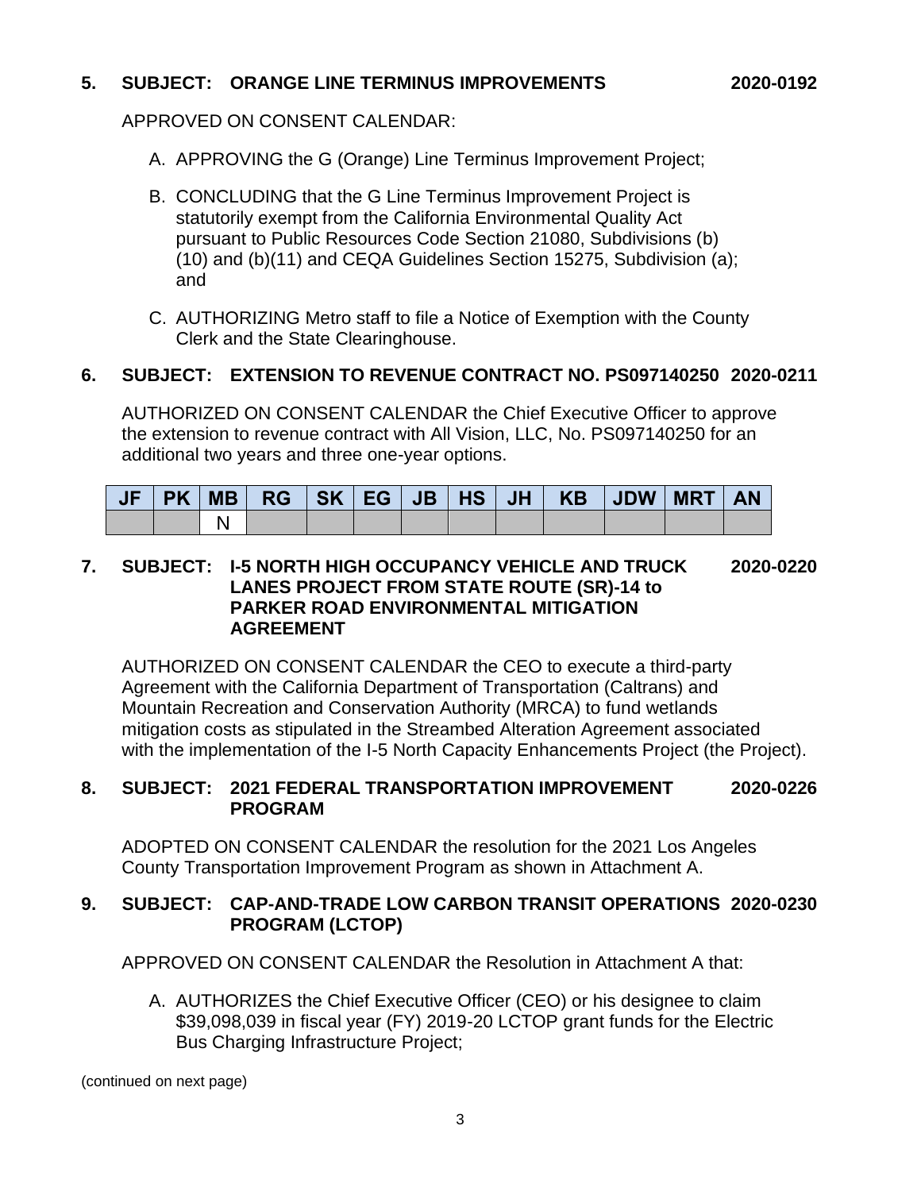**5. SUBJECT: ORANGE LINE TERMINUS IMPROVEMENTS 2020-0192**

APPROVED ON CONSENT CALENDAR:

A. APPROVING the G (Orange) Line Terminus Improvement Project;

B. CONCLUDING that the G Line Terminus Improvement Project is statutorily exempt from the California Environmental Quality Act pursuant to Public Resources Code Section 21080, Subdivisions (b)(10) and (b)(11) and CEQA Guidelines Section 15275, Subdivision (a); and

C. AUTHORIZING Metro staff to file a Notice of Exemption with the County Clerk and the State Clearinghouse.

**6. SUBJECT: EXTENSION TO REVENUE CONTRACT NO. PS097140250 2020-0211**

AUTHORIZED ON CONSENT CALENDAR the Chief Executive Officer to approve the extension to revenue contract with All Vision, LLC, No. PS097140250 for an additional two years and three one-year options.

| JF | PK | MB | RG | SK | EG | JB | HS | JH | KB | JDW | MRT | AN |
|---|---|---|---|---|---|---|---|---|---|---|---|---|
| | | N | | | | | | | | | | |

**7. SUBJECT: I-5 NORTH HIGH OCCUPANCY VEHICLE AND TRUCK LANES PROJECT FROM STATE ROUTE (SR)-14 to PARKER ROAD ENVIRONMENTAL MITIGATION AGREEMENT 2020-0220**

AUTHORIZED ON CONSENT CALENDAR the CEO to execute a third-party Agreement with the California Department of Transportation (Caltrans) and Mountain Recreation and Conservation Authority (MRCA) to fund wetlands mitigation costs as stipulated in the Streambed Alteration Agreement associated with the implementation of the I-5 North Capacity Enhancements Project (the Project).

**8. SUBJECT: 2021 FEDERAL TRANSPORTATION IMPROVEMENT PROGRAM 2020-0226**

ADOPTED ON CONSENT CALENDAR the resolution for the 2021 Los Angeles County Transportation Improvement Program as shown in Attachment A.

**9. SUBJECT: CAP-AND-TRADE LOW CARBON TRANSIT OPERATIONS PROGRAM (LCTOP) 2020-0230**

APPROVED ON CONSENT CALENDAR the Resolution in Attachment A that:

A. AUTHORIZES the Chief Executive Officer (CEO) or his designee to claim $39,098,039 in fiscal year (FY) 2019-20 LCTOP grant funds for the Electric Bus Charging Infrastructure Project;

(continued on next page)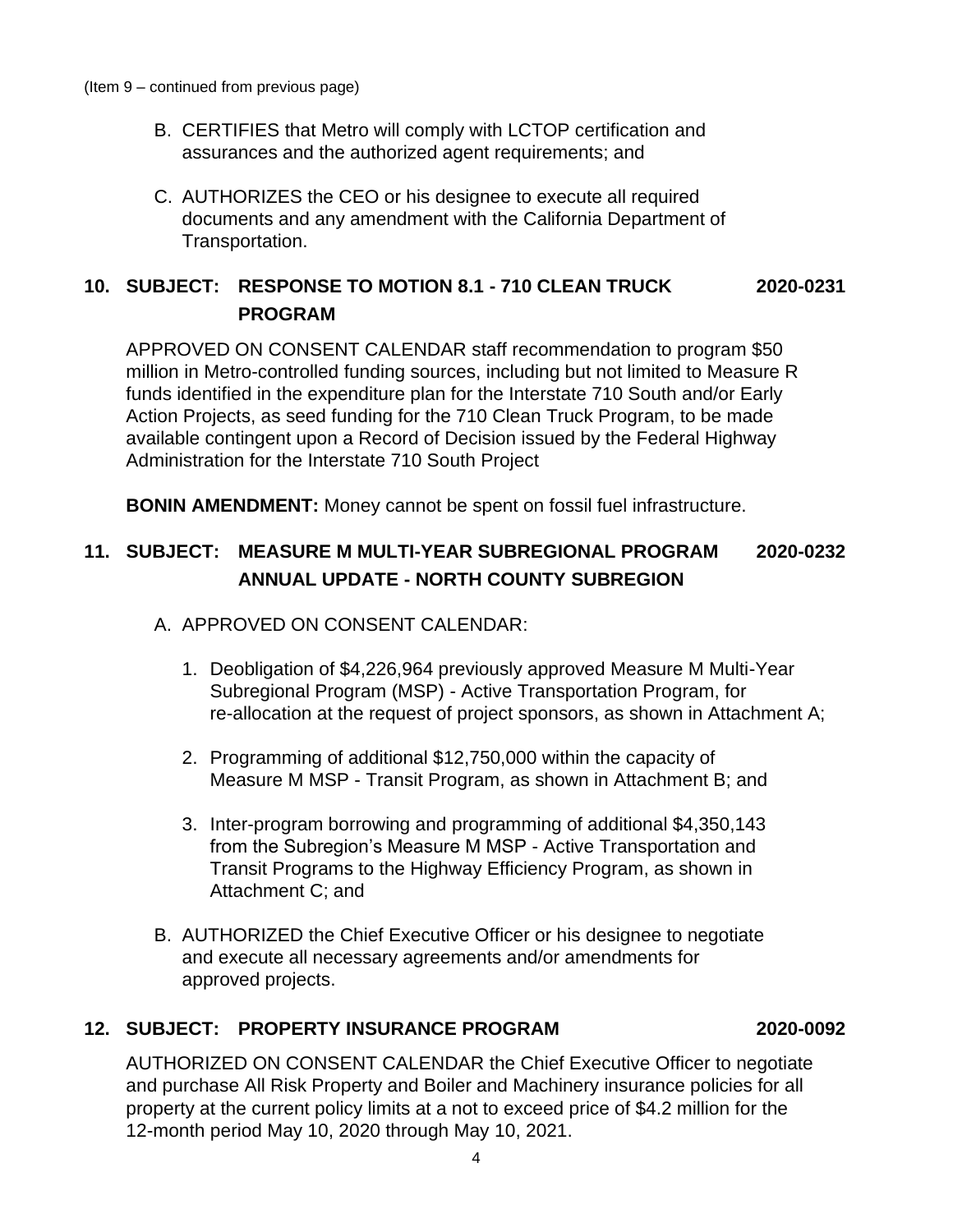(Item 9 – continued from previous page)

B. CERTIFIES that Metro will comply with LCTOP certification and assurances and the authorized agent requirements; and

C. AUTHORIZES the CEO or his designee to execute all required documents and any amendment with the California Department of Transportation.

**10. SUBJECT: RESPONSE TO MOTION 8.1 - 710 CLEAN TRUCK PROGRAM 2020-0231**

APPROVED ON CONSENT CALENDAR staff recommendation to program $50 million in Metro-controlled funding sources, including but not limited to Measure R funds identified in the expenditure plan for the Interstate 710 South and/or Early Action Projects, as seed funding for the 710 Clean Truck Program, to be made available contingent upon a Record of Decision issued by the Federal Highway Administration for the Interstate 710 South Project

**BONIN AMENDMENT:** Money cannot be spent on fossil fuel infrastructure.

**11. SUBJECT: MEASURE M MULTI-YEAR SUBREGIONAL PROGRAM ANNUAL UPDATE - NORTH COUNTY SUBREGION 2020-0232**

A. APPROVED ON CONSENT CALENDAR:

1. Deobligation of $4,226,964 previously approved Measure M Multi-Year Subregional Program (MSP) - Active Transportation Program, for re-allocation at the request of project sponsors, as shown in Attachment A;

2. Programming of additional $12,750,000 within the capacity of Measure M MSP - Transit Program, as shown in Attachment B; and

3. Inter-program borrowing and programming of additional $4,350,143 from the Subregion's Measure M MSP - Active Transportation and Transit Programs to the Highway Efficiency Program, as shown in Attachment C; and

B. AUTHORIZED the Chief Executive Officer or his designee to negotiate and execute all necessary agreements and/or amendments for approved projects.

**12. SUBJECT: PROPERTY INSURANCE PROGRAM 2020-0092**

AUTHORIZED ON CONSENT CALENDAR the Chief Executive Officer to negotiate and purchase All Risk Property and Boiler and Machinery insurance policies for all property at the current policy limits at a not to exceed price of $4.2 million for the 12-month period May 10, 2020 through May 10, 2021.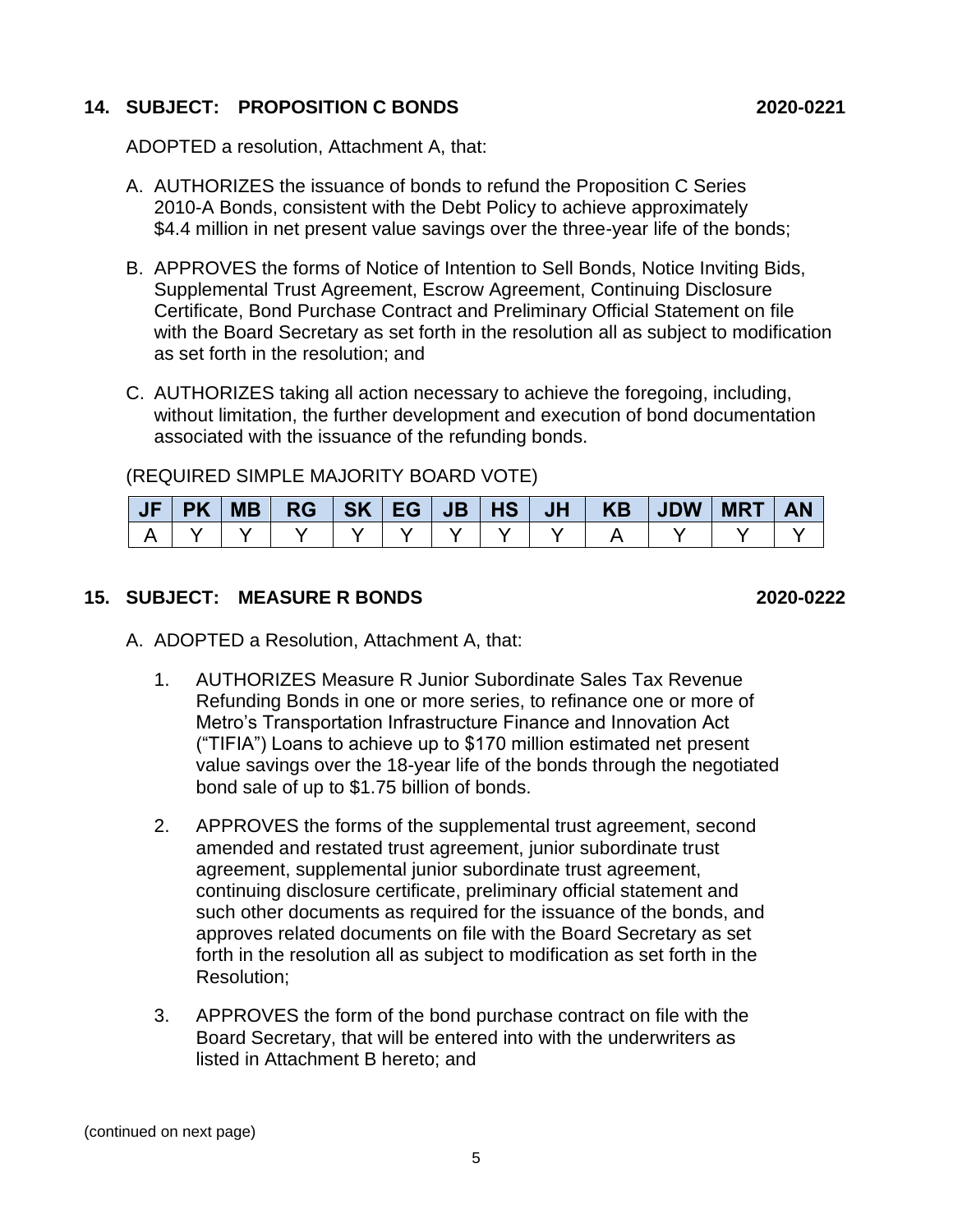## 14. SUBJECT: PROPOSITION C BONDS 2020-0221

ADOPTED a resolution, Attachment A, that:

A. AUTHORIZES the issuance of bonds to refund the Proposition C Series 2010-A Bonds, consistent with the Debt Policy to achieve approximately $4.4 million in net present value savings over the three-year life of the bonds;

B. APPROVES the forms of Notice of Intention to Sell Bonds, Notice Inviting Bids, Supplemental Trust Agreement, Escrow Agreement, Continuing Disclosure Certificate, Bond Purchase Contract and Preliminary Official Statement on file with the Board Secretary as set forth in the resolution all as subject to modification as set forth in the resolution; and

C. AUTHORIZES taking all action necessary to achieve the foregoing, including, without limitation, the further development and execution of bond documentation associated with the issuance of the refunding bonds.

(REQUIRED SIMPLE MAJORITY BOARD VOTE)

| JF | PK | MB | RG | SK | EG | JB | HS | JH | KB | JDW | MRT | AN |
|---|---|---|---|---|---|---|---|---|---|---|---|---|
| A | Y | Y | Y | Y | Y | Y | Y | Y | A | Y | Y | Y |

## 15. SUBJECT: MEASURE R BONDS 2020-0222

A. ADOPTED a Resolution, Attachment A, that:

1. AUTHORIZES Measure R Junior Subordinate Sales Tax Revenue Refunding Bonds in one or more series, to refinance one or more of Metro's Transportation Infrastructure Finance and Innovation Act ("TIFIA") Loans to achieve up to $170 million estimated net present value savings over the 18-year life of the bonds through the negotiated bond sale of up to $1.75 billion of bonds.

2. APPROVES the forms of the supplemental trust agreement, second amended and restated trust agreement, junior subordinate trust agreement, supplemental junior subordinate trust agreement, continuing disclosure certificate, preliminary official statement and such other documents as required for the issuance of the bonds, and approves related documents on file with the Board Secretary as set forth in the resolution all as subject to modification as set forth in the Resolution;

3. APPROVES the form of the bond purchase contract on file with the Board Secretary, that will be entered into with the underwriters as listed in Attachment B hereto; and

(continued on next page)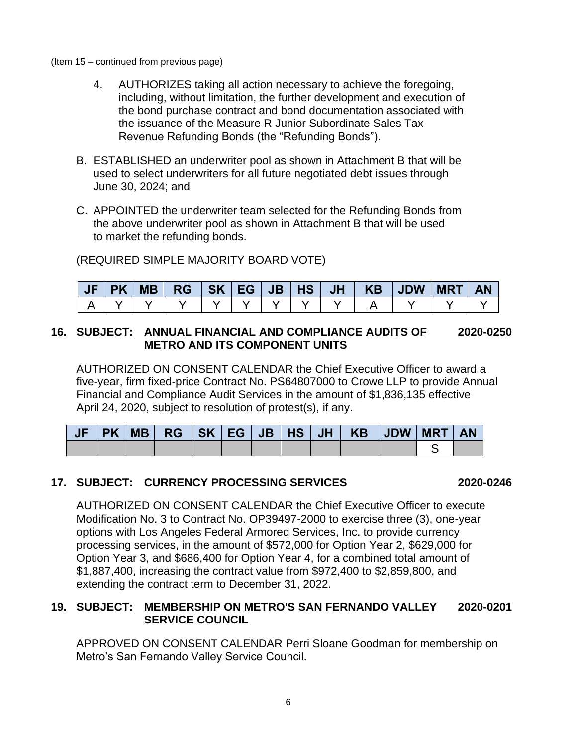(Item 15 – continued from previous page)

4. AUTHORIZES taking all action necessary to achieve the foregoing, including, without limitation, the further development and execution of the bond purchase contract and bond documentation associated with the issuance of the Measure R Junior Subordinate Sales Tax Revenue Refunding Bonds (the "Refunding Bonds").

B. ESTABLISHED an underwriter pool as shown in Attachment B that will be used to select underwriters for all future negotiated debt issues through June 30, 2024; and

C. APPOINTED the underwriter team selected for the Refunding Bonds from the above underwriter pool as shown in Attachment B that will be used to market the refunding bonds.

(REQUIRED SIMPLE MAJORITY BOARD VOTE)

| JF | PK | MB | RG | SK | EG | JB | HS | JH | KB | JDW | MRT | AN |
|---|---|---|---|---|---|---|---|---|---|---|---|---|
| A | Y | Y | Y | Y | Y | Y | Y | Y | A | Y | Y | Y |

**16. SUBJECT: ANNUAL FINANCIAL AND COMPLIANCE AUDITS OF METRO AND ITS COMPONENT UNITS** **2020-0250**

AUTHORIZED ON CONSENT CALENDAR the Chief Executive Officer to award a five-year, firm fixed-price Contract No. PS64807000 to Crowe LLP to provide Annual Financial and Compliance Audit Services in the amount of $1,836,135 effective April 24, 2020, subject to resolution of protest(s), if any.

| JF | PK | MB | RG | SK | EG | JB | HS | JH | KB | JDW | MRT | AN |
|---|---|---|---|---|---|---|---|---|---|---|---|---|
| | | | | | | | | | | | S | |

**17. SUBJECT: CURRENCY PROCESSING SERVICES** **2020-0246**

AUTHORIZED ON CONSENT CALENDAR the Chief Executive Officer to execute Modification No. 3 to Contract No. OP39497-2000 to exercise three (3), one-year options with Los Angeles Federal Armored Services, Inc. to provide currency processing services, in the amount of $572,000 for Option Year 2, $629,000 for Option Year 3, and $686,400 for Option Year 4, for a combined total amount of $1,887,400, increasing the contract value from $972,400 to $2,859,800, and extending the contract term to December 31, 2022.

**19. SUBJECT: MEMBERSHIP ON METRO'S SAN FERNANDO VALLEY SERVICE COUNCIL** **2020-0201**

APPROVED ON CONSENT CALENDAR Perri Sloane Goodman for membership on Metro's San Fernando Valley Service Council.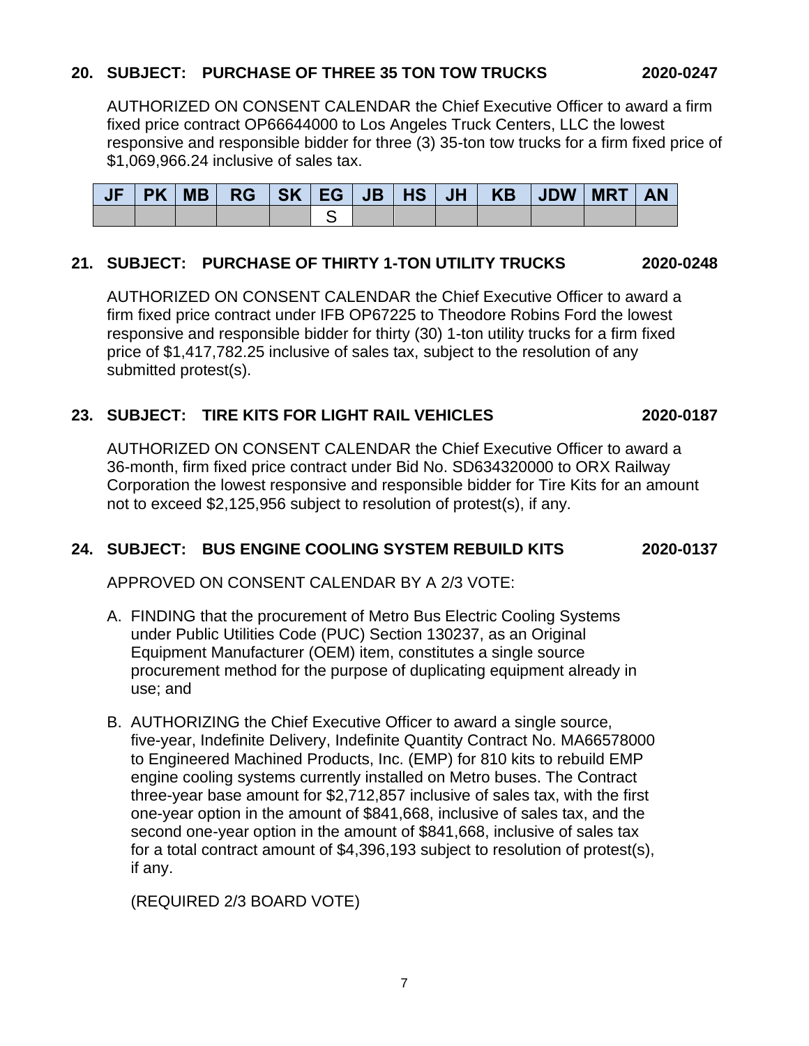**20. SUBJECT: PURCHASE OF THREE 35 TON TOW TRUCKS 2020-0247**

AUTHORIZED ON CONSENT CALENDAR the Chief Executive Officer to award a firm fixed price contract OP66644000 to Los Angeles Truck Centers, LLC the lowest responsive and responsible bidder for three (3) 35-ton tow trucks for a firm fixed price of $1,069,966.24 inclusive of sales tax.

| JF | PK | MB | RG | SK | EG | JB | HS | JH | KB | JDW | MRT | AN |
|---|---|---|---|---|---|---|---|---|---|---|---|---|
| | | | | | S | | | | | | | |

**21. SUBJECT: PURCHASE OF THIRTY 1-TON UTILITY TRUCKS 2020-0248**

AUTHORIZED ON CONSENT CALENDAR the Chief Executive Officer to award a firm fixed price contract under IFB OP67225 to Theodore Robins Ford the lowest responsive and responsible bidder for thirty (30) 1-ton utility trucks for a firm fixed price of $1,417,782.25 inclusive of sales tax, subject to the resolution of any submitted protest(s).

**23. SUBJECT: TIRE KITS FOR LIGHT RAIL VEHICLES 2020-0187**

AUTHORIZED ON CONSENT CALENDAR the Chief Executive Officer to award a 36-month, firm fixed price contract under Bid No. SD634320000 to ORX Railway Corporation the lowest responsive and responsible bidder for Tire Kits for an amount not to exceed $2,125,956 subject to resolution of protest(s), if any.

**24. SUBJECT: BUS ENGINE COOLING SYSTEM REBUILD KITS 2020-0137**

APPROVED ON CONSENT CALENDAR BY A 2/3 VOTE:

A. FINDING that the procurement of Metro Bus Electric Cooling Systems under Public Utilities Code (PUC) Section 130237, as an Original Equipment Manufacturer (OEM) item, constitutes a single source procurement method for the purpose of duplicating equipment already in use; and

B. AUTHORIZING the Chief Executive Officer to award a single source, five-year, Indefinite Delivery, Indefinite Quantity Contract No. MA66578000 to Engineered Machined Products, Inc. (EMP) for 810 kits to rebuild EMP engine cooling systems currently installed on Metro buses. The Contract three-year base amount for $2,712,857 inclusive of sales tax, with the first one-year option in the amount of $841,668, inclusive of sales tax, and the second one-year option in the amount of $841,668, inclusive of sales tax for a total contract amount of $4,396,193 subject to resolution of protest(s), if any.

(REQUIRED 2/3 BOARD VOTE)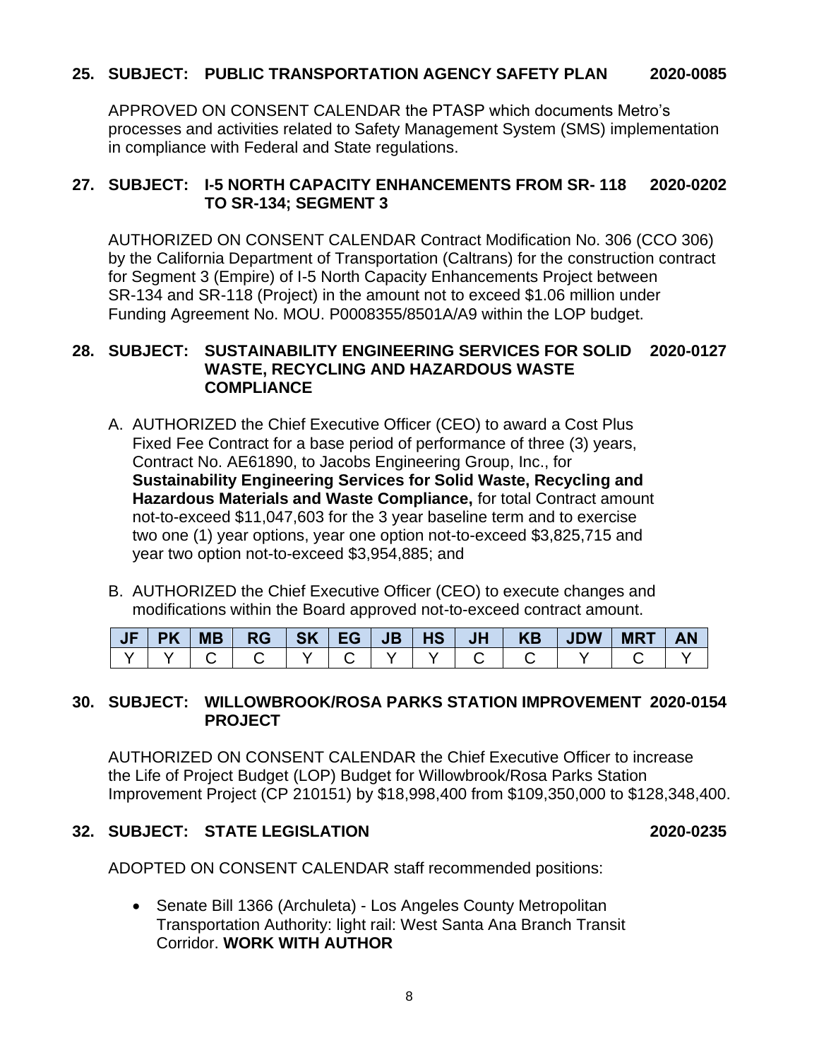**25. SUBJECT: PUBLIC TRANSPORTATION AGENCY SAFETY PLAN 2020-0085**

APPROVED ON CONSENT CALENDAR the PTASP which documents Metro's processes and activities related to Safety Management System (SMS) implementation in compliance with Federal and State regulations.

**27. SUBJECT: I-5 NORTH CAPACITY ENHANCEMENTS FROM SR- 118 TO SR-134; SEGMENT 3 2020-0202**

AUTHORIZED ON CONSENT CALENDAR Contract Modification No. 306 (CCO 306) by the California Department of Transportation (Caltrans) for the construction contract for Segment 3 (Empire) of I-5 North Capacity Enhancements Project between SR-134 and SR-118 (Project) in the amount not to exceed $1.06 million under Funding Agreement No. MOU. P0008355/8501A/A9 within the LOP budget.

**28. SUBJECT: SUSTAINABILITY ENGINEERING SERVICES FOR SOLID WASTE, RECYCLING AND HAZARDOUS WASTE COMPLIANCE 2020-0127**

A. AUTHORIZED the Chief Executive Officer (CEO) to award a Cost Plus Fixed Fee Contract for a base period of performance of three (3) years, Contract No. AE61890, to Jacobs Engineering Group, Inc., for **Sustainability Engineering Services for Solid Waste, Recycling and Hazardous Materials and Waste Compliance,** for total Contract amount not-to-exceed $11,047,603 for the 3 year baseline term and to exercise two one (1) year options, year one option not-to-exceed $3,825,715 and year two option not-to-exceed $3,954,885; and

B. AUTHORIZED the Chief Executive Officer (CEO) to execute changes and modifications within the Board approved not-to-exceed contract amount.

| JF | PK | MB | RG | SK | EG | JB | HS | JH | KB | JDW | MRT | AN |
|---|---|---|---|---|---|---|---|---|---|---|---|---|
| Y | Y | C | C | Y | C | Y | Y | C | C | Y | C | Y |

**30. SUBJECT: WILLOWBROOK/ROSA PARKS STATION IMPROVEMENT PROJECT 2020-0154**

AUTHORIZED ON CONSENT CALENDAR the Chief Executive Officer to increase the Life of Project Budget (LOP) Budget for Willowbrook/Rosa Parks Station Improvement Project (CP 210151) by $18,998,400 from $109,350,000 to $128,348,400.

**32. SUBJECT: STATE LEGISLATION 2020-0235**

ADOPTED ON CONSENT CALENDAR staff recommended positions:

- Senate Bill 1366 (Archuleta) - Los Angeles County Metropolitan Transportation Authority: light rail: West Santa Ana Branch Transit Corridor. **WORK WITH AUTHOR**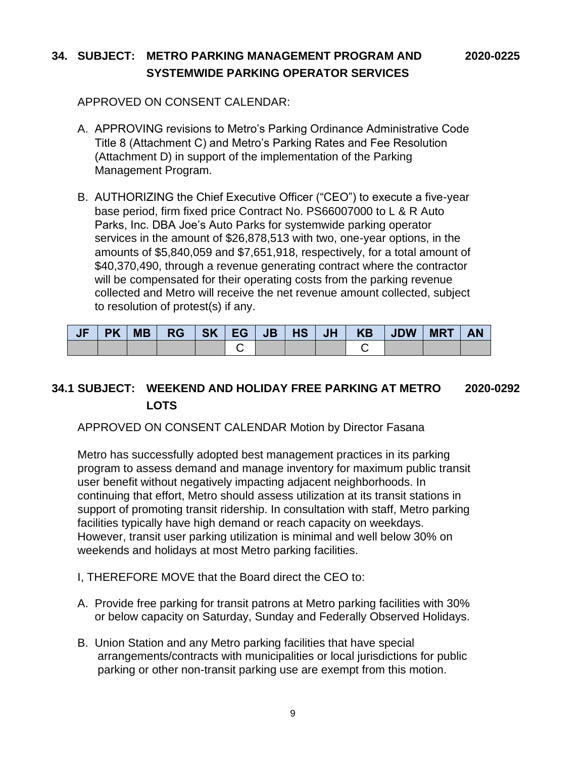## 34. SUBJECT: METRO PARKING MANAGEMENT PROGRAM AND SYSTEMWIDE PARKING OPERATOR SERVICES — 2020-0225

APPROVED ON CONSENT CALENDAR:

A. APPROVING revisions to Metro's Parking Ordinance Administrative Code Title 8 (Attachment C) and Metro's Parking Rates and Fee Resolution (Attachment D) in support of the implementation of the Parking Management Program.

B. AUTHORIZING the Chief Executive Officer ("CEO") to execute a five-year base period, firm fixed price Contract No. PS66007000 to L & R Auto Parks, Inc. DBA Joe's Auto Parks for systemwide parking operator services in the amount of $26,878,513 with two, one-year options, in the amounts of $5,840,059 and $7,651,918, respectively, for a total amount of $40,370,490, through a revenue generating contract where the contractor will be compensated for their operating costs from the parking revenue collected and Metro will receive the net revenue amount collected, subject to resolution of protest(s) if any.

| JF | PK | MB | RG | SK | EG | JB | HS | JH | KB | JDW | MRT | AN |
|---|---|---|---|---|---|---|---|---|---|---|---|---|
| | | | | | C | | | | C | | | |

## 34.1 SUBJECT: WEEKEND AND HOLIDAY FREE PARKING AT METRO LOTS — 2020-0292

APPROVED ON CONSENT CALENDAR Motion by Director Fasana

Metro has successfully adopted best management practices in its parking program to assess demand and manage inventory for maximum public transit user benefit without negatively impacting adjacent neighborhoods. In continuing that effort, Metro should assess utilization at its transit stations in support of promoting transit ridership. In consultation with staff, Metro parking facilities typically have high demand or reach capacity on weekdays. However, transit user parking utilization is minimal and well below 30% on weekends and holidays at most Metro parking facilities.

I, THEREFORE MOVE that the Board direct the CEO to:

A. Provide free parking for transit patrons at Metro parking facilities with 30% or below capacity on Saturday, Sunday and Federally Observed Holidays.

B. Union Station and any Metro parking facilities that have special arrangements/contracts with municipalities or local jurisdictions for public parking or other non-transit parking use are exempt from this motion.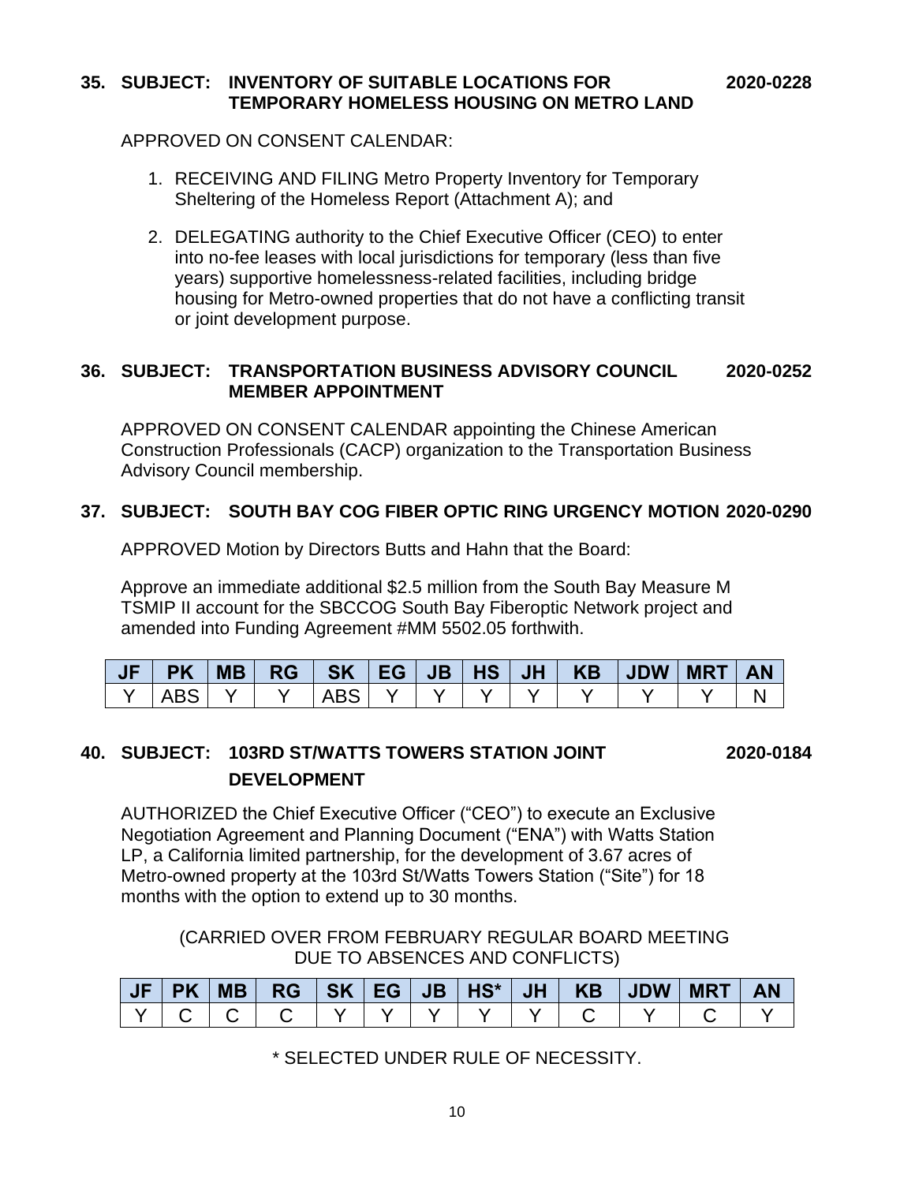**35. SUBJECT: INVENTORY OF SUITABLE LOCATIONS FOR TEMPORARY HOMELESS HOUSING ON METRO LAND** **2020-0228**

APPROVED ON CONSENT CALENDAR:

1. RECEIVING AND FILING Metro Property Inventory for Temporary Sheltering of the Homeless Report (Attachment A); and

2. DELEGATING authority to the Chief Executive Officer (CEO) to enter into no-fee leases with local jurisdictions for temporary (less than five years) supportive homelessness-related facilities, including bridge housing for Metro-owned properties that do not have a conflicting transit or joint development purpose.

**36. SUBJECT: TRANSPORTATION BUSINESS ADVISORY COUNCIL MEMBER APPOINTMENT** **2020-0252**

APPROVED ON CONSENT CALENDAR appointing the Chinese American Construction Professionals (CACP) organization to the Transportation Business Advisory Council membership.

**37. SUBJECT: SOUTH BAY COG FIBER OPTIC RING URGENCY MOTION** **2020-0290**

APPROVED Motion by Directors Butts and Hahn that the Board:

Approve an immediate additional $2.5 million from the South Bay Measure M TSMIP II account for the SBCCOG South Bay Fiberoptic Network project and amended into Funding Agreement #MM 5502.05 forthwith.

| JF | PK | MB | RG | SK | EG | JB | HS | JH | KB | JDW | MRT | AN |
|---|---|---|---|---|---|---|---|---|---|---|---|---|
| Y | ABS | Y | Y | ABS | Y | Y | Y | Y | Y | Y | Y | N |

**40. SUBJECT: 103RD ST/WATTS TOWERS STATION JOINT DEVELOPMENT** **2020-0184**

AUTHORIZED the Chief Executive Officer ("CEO") to execute an Exclusive Negotiation Agreement and Planning Document ("ENA") with Watts Station LP, a California limited partnership, for the development of 3.67 acres of Metro-owned property at the 103rd St/Watts Towers Station ("Site") for 18 months with the option to extend up to 30 months.

(CARRIED OVER FROM FEBRUARY REGULAR BOARD MEETING DUE TO ABSENCES AND CONFLICTS)

| JF | PK | MB | RG | SK | EG | JB | HS* | JH | KB | JDW | MRT | AN |
|---|---|---|---|---|---|---|---|---|---|---|---|---|
| Y | C | C | C | Y | Y | Y | Y | Y | C | Y | C | Y |

\* SELECTED UNDER RULE OF NECESSITY.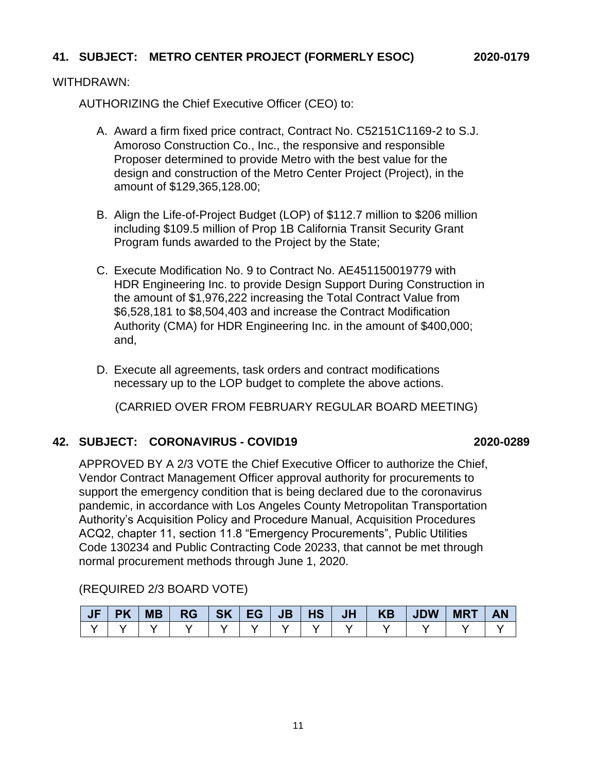**41. SUBJECT: METRO CENTER PROJECT (FORMERLY ESOC) 2020-0179**

WITHDRAWN:

AUTHORIZING the Chief Executive Officer (CEO) to:

A. Award a firm fixed price contract, Contract No. C52151C1169-2 to S.J. Amoroso Construction Co., Inc., the responsive and responsible Proposer determined to provide Metro with the best value for the design and construction of the Metro Center Project (Project), in the amount of $129,365,128.00;

B. Align the Life-of-Project Budget (LOP) of $112.7 million to $206 million including $109.5 million of Prop 1B California Transit Security Grant Program funds awarded to the Project by the State;

C. Execute Modification No. 9 to Contract No. AE451150019779 with HDR Engineering Inc. to provide Design Support During Construction in the amount of $1,976,222 increasing the Total Contract Value from $6,528,181 to $8,504,403 and increase the Contract Modification Authority (CMA) for HDR Engineering Inc. in the amount of $400,000; and,

D. Execute all agreements, task orders and contract modifications necessary up to the LOP budget to complete the above actions.

(CARRIED OVER FROM FEBRUARY REGULAR BOARD MEETING)

**42. SUBJECT: CORONAVIRUS - COVID19 2020-0289**

APPROVED BY A 2/3 VOTE the Chief Executive Officer to authorize the Chief, Vendor Contract Management Officer approval authority for procurements to support the emergency condition that is being declared due to the coronavirus pandemic, in accordance with Los Angeles County Metropolitan Transportation Authority's Acquisition Policy and Procedure Manual, Acquisition Procedures ACQ2, chapter 11, section 11.8 "Emergency Procurements", Public Utilities Code 130234 and Public Contracting Code 20233, that cannot be met through normal procurement methods through June 1, 2020.

(REQUIRED 2/3 BOARD VOTE)

| JF | PK | MB | RG | SK | EG | JB | HS | JH | KB | JDW | MRT | AN |
|---|---|---|---|---|---|---|---|---|---|---|---|---|
| Y | Y | Y | Y | Y | Y | Y | Y | Y | Y | Y | Y | Y |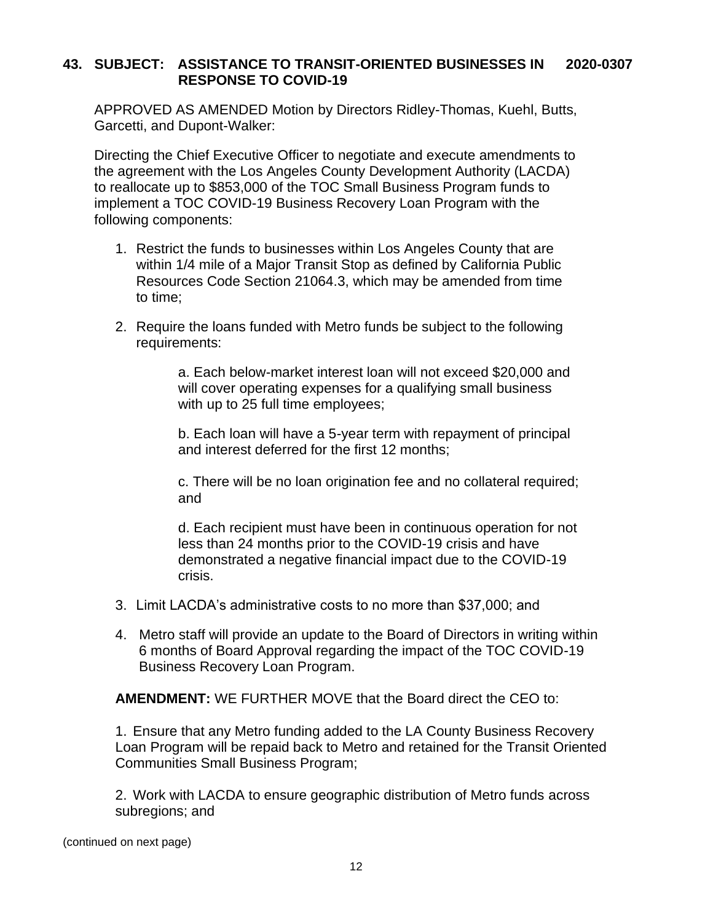**43. SUBJECT: ASSISTANCE TO TRANSIT-ORIENTED BUSINESSES IN RESPONSE TO COVID-19** **2020-0307**

APPROVED AS AMENDED Motion by Directors Ridley-Thomas, Kuehl, Butts, Garcetti, and Dupont-Walker:

Directing the Chief Executive Officer to negotiate and execute amendments to the agreement with the Los Angeles County Development Authority (LACDA) to reallocate up to $853,000 of the TOC Small Business Program funds to implement a TOC COVID-19 Business Recovery Loan Program with the following components:

1. Restrict the funds to businesses within Los Angeles County that are within 1/4 mile of a Major Transit Stop as defined by California Public Resources Code Section 21064.3, which may be amended from time to time;

2. Require the loans funded with Metro funds be subject to the following requirements:

   a. Each below-market interest loan will not exceed $20,000 and will cover operating expenses for a qualifying small business with up to 25 full time employees;

   b. Each loan will have a 5-year term with repayment of principal and interest deferred for the first 12 months;

   c. There will be no loan origination fee and no collateral required; and

   d. Each recipient must have been in continuous operation for not less than 24 months prior to the COVID-19 crisis and have demonstrated a negative financial impact due to the COVID-19 crisis.

3. Limit LACDA's administrative costs to no more than $37,000; and

4. Metro staff will provide an update to the Board of Directors in writing within 6 months of Board Approval regarding the impact of the TOC COVID-19 Business Recovery Loan Program.

**AMENDMENT:** WE FURTHER MOVE that the Board direct the CEO to:

1. Ensure that any Metro funding added to the LA County Business Recovery Loan Program will be repaid back to Metro and retained for the Transit Oriented Communities Small Business Program;

2. Work with LACDA to ensure geographic distribution of Metro funds across subregions; and

(continued on next page)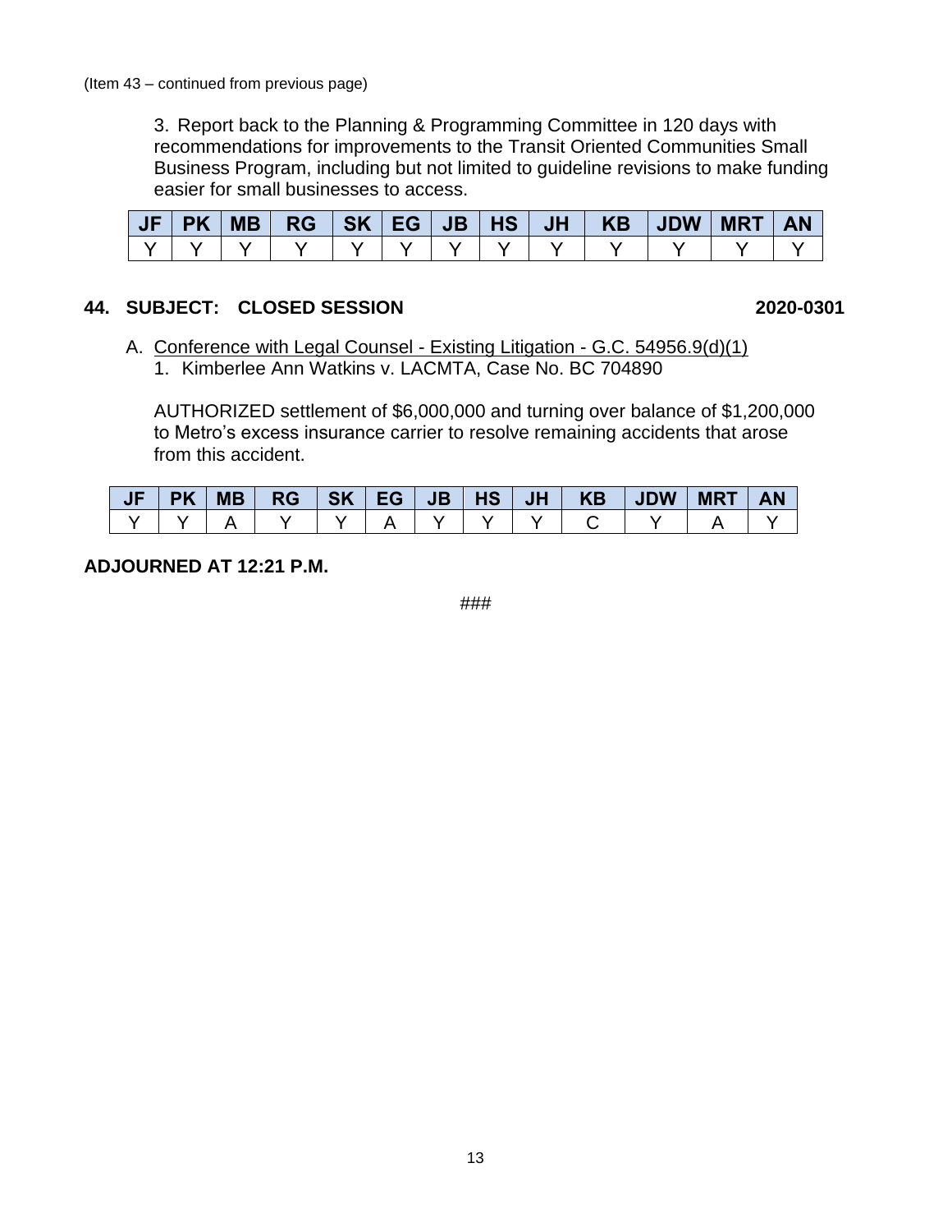(Item 43 – continued from previous page)

3. Report back to the Planning & Programming Committee in 120 days with recommendations for improvements to the Transit Oriented Communities Small Business Program, including but not limited to guideline revisions to make funding easier for small businesses to access.

| JF | PK | MB | RG | SK | EG | JB | HS | JH | KB | JDW | MRT | AN |
|---|---|---|---|---|---|---|---|---|---|---|---|---|
| Y | Y | Y | Y | Y | Y | Y | Y | Y | Y | Y | Y | Y |

**44. SUBJECT: CLOSED SESSION** **2020-0301**

A. Conference with Legal Counsel - Existing Litigation - G.C. 54956.9(d)(1)
   1. Kimberlee Ann Watkins v. LACMTA, Case No. BC 704890

   AUTHORIZED settlement of $6,000,000 and turning over balance of $1,200,000 to Metro's excess insurance carrier to resolve remaining accidents that arose from this accident.

| JF | PK | MB | RG | SK | EG | JB | HS | JH | KB | JDW | MRT | AN |
|---|---|---|---|---|---|---|---|---|---|---|---|---|
| Y | Y | A | Y | Y | A | Y | Y | Y | C | Y | A | Y |

**ADJOURNED AT 12:21 P.M.**

###